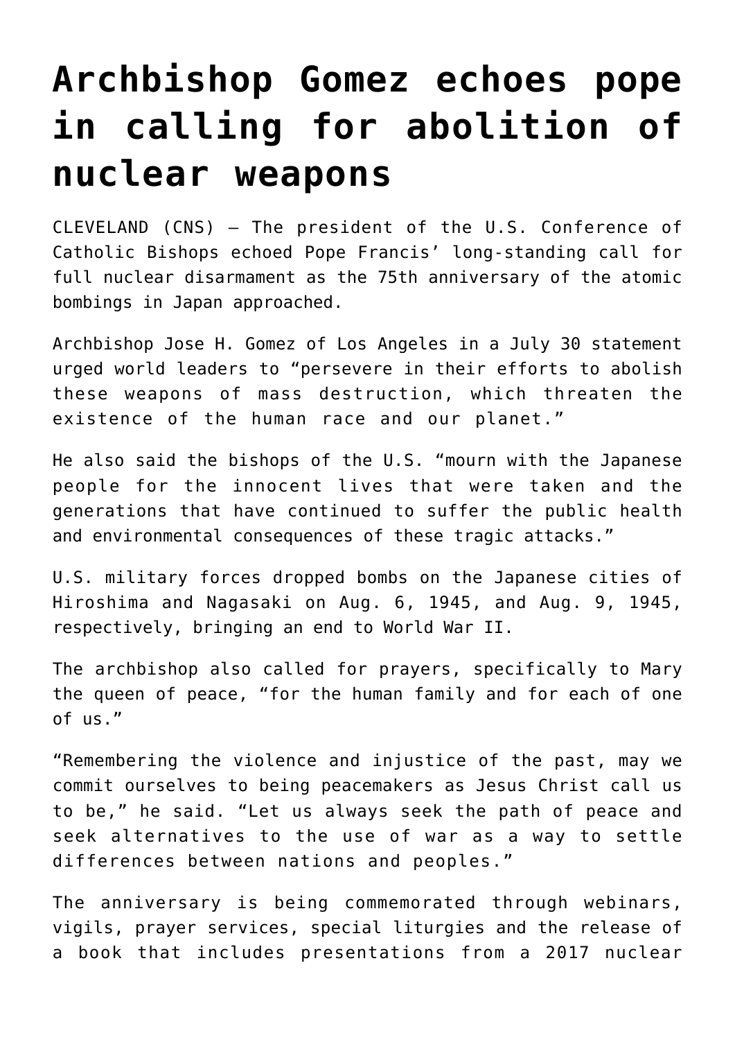# Archbishop Gomez echoes pope in calling for abolition of nuclear weapons

CLEVELAND (CNS) — The president of the U.S. Conference of Catholic Bishops echoed Pope Francis' long-standing call for full nuclear disarmament as the 75th anniversary of the atomic bombings in Japan approached.

Archbishop Jose H. Gomez of Los Angeles in a July 30 statement urged world leaders to "persevere in their efforts to abolish these weapons of mass destruction, which threaten the existence of the human race and our planet."

He also said the bishops of the U.S. "mourn with the Japanese people for the innocent lives that were taken and the generations that have continued to suffer the public health and environmental consequences of these tragic attacks."

U.S. military forces dropped bombs on the Japanese cities of Hiroshima and Nagasaki on Aug. 6, 1945, and Aug. 9, 1945, respectively, bringing an end to World War II.

The archbishop also called for prayers, specifically to Mary the queen of peace, "for the human family and for each of one of us."

"Remembering the violence and injustice of the past, may we commit ourselves to being peacemakers as Jesus Christ call us to be," he said. "Let us always seek the path of peace and seek alternatives to the use of war as a way to settle differences between nations and peoples."

The anniversary is being commemorated through webinars, vigils, prayer services, special liturgies and the release of a book that includes presentations from a 2017 nuclear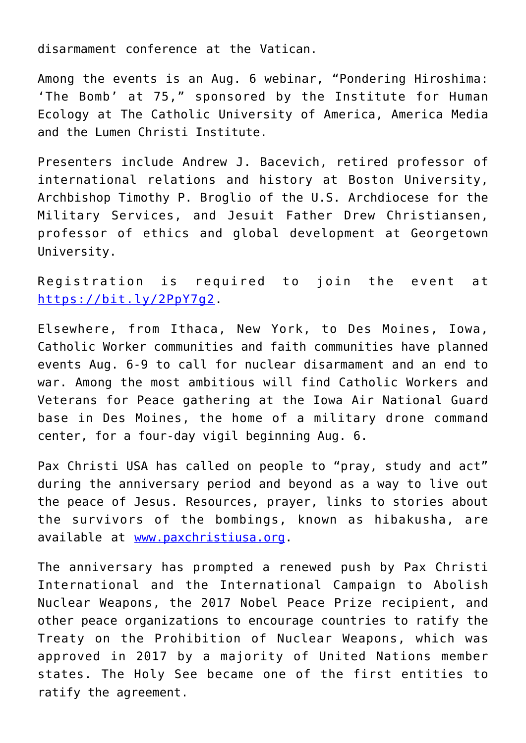disarmament conference at the Vatican.

Among the events is an Aug. 6 webinar, “Pondering Hiroshima: ‘The Bomb’ at 75,” sponsored by the Institute for Human Ecology at The Catholic University of America, America Media and the Lumen Christi Institute.

Presenters include Andrew J. Bacevich, retired professor of international relations and history at Boston University, Archbishop Timothy P. Broglio of the U.S. Archdiocese for the Military Services, and Jesuit Father Drew Christiansen, professor of ethics and global development at Georgetown University.

Registration is required to join the event at https://bit.ly/2PpY7g2.

Elsewhere, from Ithaca, New York, to Des Moines, Iowa, Catholic Worker communities and faith communities have planned events Aug. 6-9 to call for nuclear disarmament and an end to war. Among the most ambitious will find Catholic Workers and Veterans for Peace gathering at the Iowa Air National Guard base in Des Moines, the home of a military drone command center, for a four-day vigil beginning Aug. 6.

Pax Christi USA has called on people to “pray, study and act” during the anniversary period and beyond as a way to live out the peace of Jesus. Resources, prayer, links to stories about the survivors of the bombings, known as hibakusha, are available at www.paxchristiusa.org.

The anniversary has prompted a renewed push by Pax Christi International and the International Campaign to Abolish Nuclear Weapons, the 2017 Nobel Peace Prize recipient, and other peace organizations to encourage countries to ratify the Treaty on the Prohibition of Nuclear Weapons, which was approved in 2017 by a majority of United Nations member states. The Holy See became one of the first entities to ratify the agreement.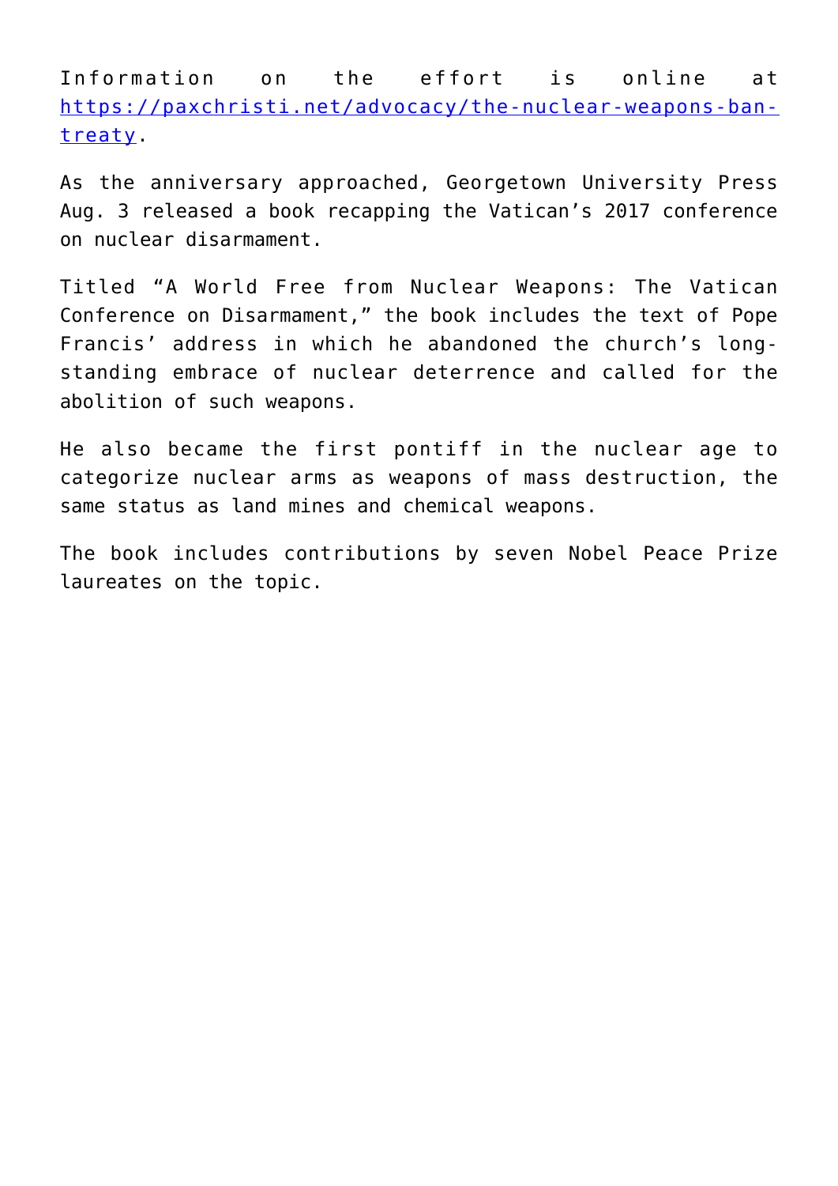Information on the effort is online at [https://paxchristi.net/advocacy/the-nuclear-weapons-ban-treaty](https://paxchristi.net/advocacy/the-nuclear-weapons-ban-treaty).

As the anniversary approached, Georgetown University Press Aug. 3 released a book recapping the Vatican's 2017 conference on nuclear disarmament.

Titled "A World Free from Nuclear Weapons: The Vatican Conference on Disarmament," the book includes the text of Pope Francis' address in which he abandoned the church's long-standing embrace of nuclear deterrence and called for the abolition of such weapons.

He also became the first pontiff in the nuclear age to categorize nuclear arms as weapons of mass destruction, the same status as land mines and chemical weapons.

The book includes contributions by seven Nobel Peace Prize laureates on the topic.